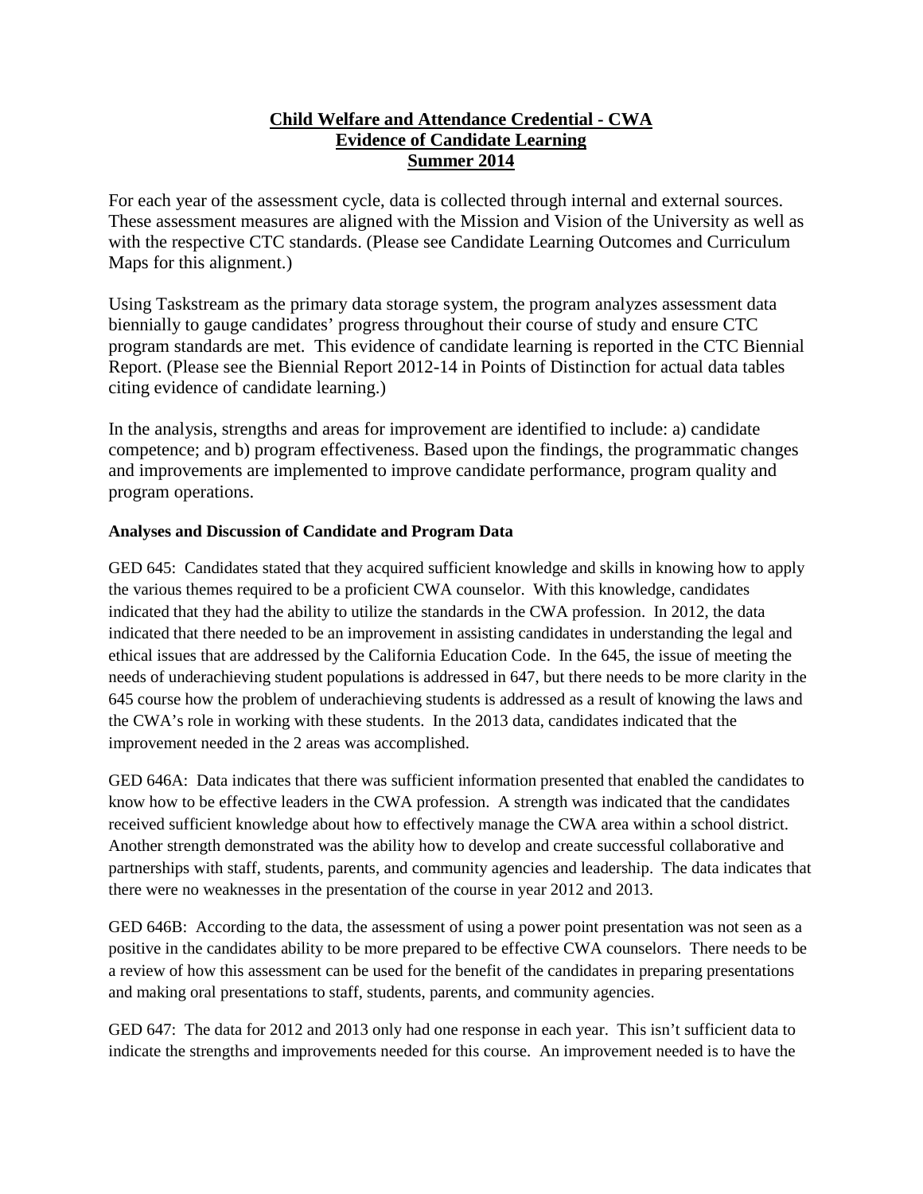# Child Welfare and Attendance Credential - CWA
## Evidence of Candidate Learning
## Summer 2014

For each year of the assessment cycle, data is collected through internal and external sources. These assessment measures are aligned with the Mission and Vision of the University as well as with the respective CTC standards. (Please see Candidate Learning Outcomes and Curriculum Maps for this alignment.)

Using Taskstream as the primary data storage system, the program analyzes assessment data biennially to gauge candidates' progress throughout their course of study and ensure CTC program standards are met. This evidence of candidate learning is reported in the CTC Biennial Report. (Please see the Biennial Report 2012-14 in Points of Distinction for actual data tables citing evidence of candidate learning.)

In the analysis, strengths and areas for improvement are identified to include: a) candidate competence; and b) program effectiveness. Based upon the findings, the programmatic changes and improvements are implemented to improve candidate performance, program quality and program operations.

**Analyses and Discussion of Candidate and Program Data**

GED 645: Candidates stated that they acquired sufficient knowledge and skills in knowing how to apply the various themes required to be a proficient CWA counselor. With this knowledge, candidates indicated that they had the ability to utilize the standards in the CWA profession. In 2012, the data indicated that there needed to be an improvement in assisting candidates in understanding the legal and ethical issues that are addressed by the California Education Code. In the 645, the issue of meeting the needs of underachieving student populations is addressed in 647, but there needs to be more clarity in the 645 course how the problem of underachieving students is addressed as a result of knowing the laws and the CWA's role in working with these students. In the 2013 data, candidates indicated that the improvement needed in the 2 areas was accomplished.

GED 646A: Data indicates that there was sufficient information presented that enabled the candidates to know how to be effective leaders in the CWA profession. A strength was indicated that the candidates received sufficient knowledge about how to effectively manage the CWA area within a school district. Another strength demonstrated was the ability how to develop and create successful collaborative and partnerships with staff, students, parents, and community agencies and leadership. The data indicates that there were no weaknesses in the presentation of the course in year 2012 and 2013.

GED 646B: According to the data, the assessment of using a power point presentation was not seen as a positive in the candidates ability to be more prepared to be effective CWA counselors. There needs to be a review of how this assessment can be used for the benefit of the candidates in preparing presentations and making oral presentations to staff, students, parents, and community agencies.

GED 647: The data for 2012 and 2013 only had one response in each year. This isn't sufficient data to indicate the strengths and improvements needed for this course. An improvement needed is to have the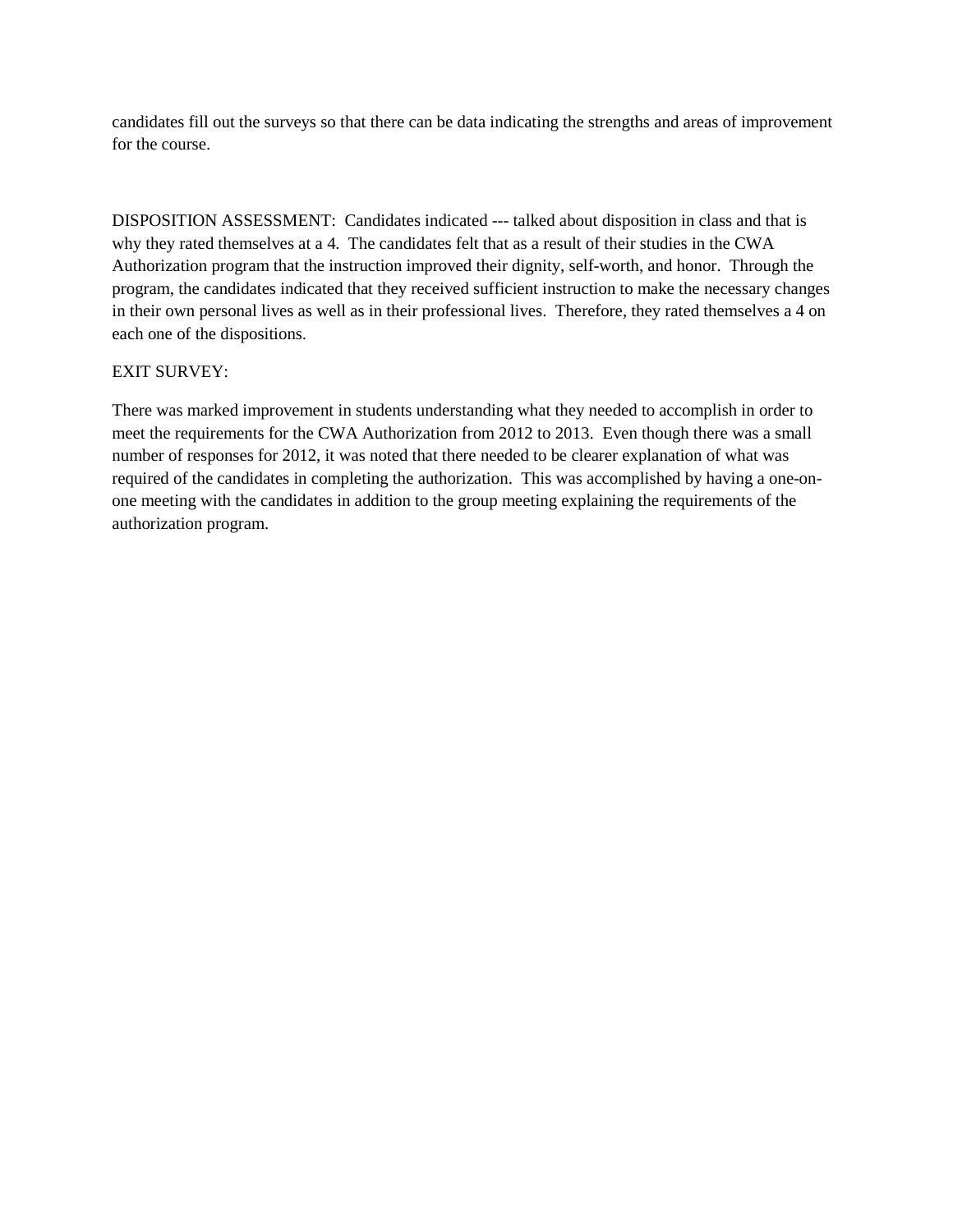candidates fill out the surveys so that there can be data indicating the strengths and areas of improvement for the course.

DISPOSITION ASSESSMENT: Candidates indicated --- talked about disposition in class and that is why they rated themselves at a 4. The candidates felt that as a result of their studies in the CWA Authorization program that the instruction improved their dignity, self-worth, and honor. Through the program, the candidates indicated that they received sufficient instruction to make the necessary changes in their own personal lives as well as in their professional lives. Therefore, they rated themselves a 4 on each one of the dispositions.

EXIT SURVEY:

There was marked improvement in students understanding what they needed to accomplish in order to meet the requirements for the CWA Authorization from 2012 to 2013. Even though there was a small number of responses for 2012, it was noted that there needed to be clearer explanation of what was required of the candidates in completing the authorization. This was accomplished by having a one-on-one meeting with the candidates in addition to the group meeting explaining the requirements of the authorization program.